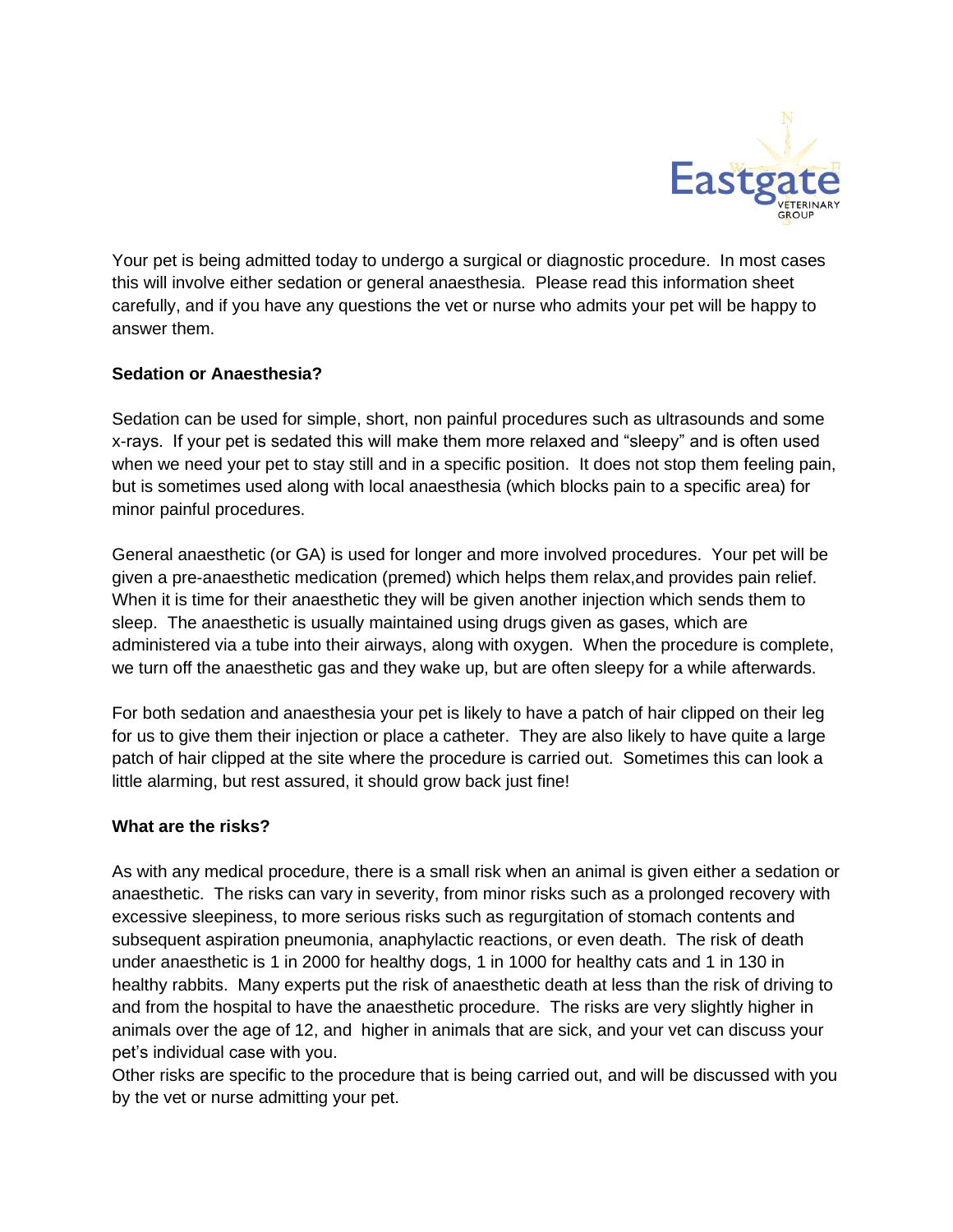Your pet is being admitted today to undergo a surgical or diagnostic procedure. In most cases this will involve either sedation or general anaesthesia. Please read this information sheet carefully, and if you have any questions the vet or nurse who admits your pet will be happy to answer them.

**Sedation or Anaesthesia?**

Sedation can be used for simple, short, non painful procedures such as ultrasounds and some x-rays. If your pet is sedated this will make them more relaxed and "sleepy" and is often used when we need your pet to stay still and in a specific position. It does not stop them feeling pain, but is sometimes used along with local anaesthesia (which blocks pain to a specific area) for minor painful procedures.

General anaesthetic (or GA) is used for longer and more involved procedures. Your pet will be given a pre-anaesthetic medication (premed) which helps them relax,and provides pain relief. When it is time for their anaesthetic they will be given another injection which sends them to sleep. The anaesthetic is usually maintained using drugs given as gases, which are administered via a tube into their airways, along with oxygen. When the procedure is complete, we turn off the anaesthetic gas and they wake up, but are often sleepy for a while afterwards.

For both sedation and anaesthesia your pet is likely to have a patch of hair clipped on their leg for us to give them their injection or place a catheter. They are also likely to have quite a large patch of hair clipped at the site where the procedure is carried out. Sometimes this can look a little alarming, but rest assured, it should grow back just fine!

**What are the risks?**

As with any medical procedure, there is a small risk when an animal is given either a sedation or anaesthetic. The risks can vary in severity, from minor risks such as a prolonged recovery with excessive sleepiness, to more serious risks such as regurgitation of stomach contents and subsequent aspiration pneumonia, anaphylactic reactions, or even death. The risk of death under anaesthetic is 1 in 2000 for healthy dogs, 1 in 1000 for healthy cats and 1 in 130 in healthy rabbits. Many experts put the risk of anaesthetic death at less than the risk of driving to and from the hospital to have the anaesthetic procedure. The risks are very slightly higher in animals over the age of 12, and higher in animals that are sick, and your vet can discuss your pet's individual case with you.
Other risks are specific to the procedure that is being carried out, and will be discussed with you by the vet or nurse admitting your pet.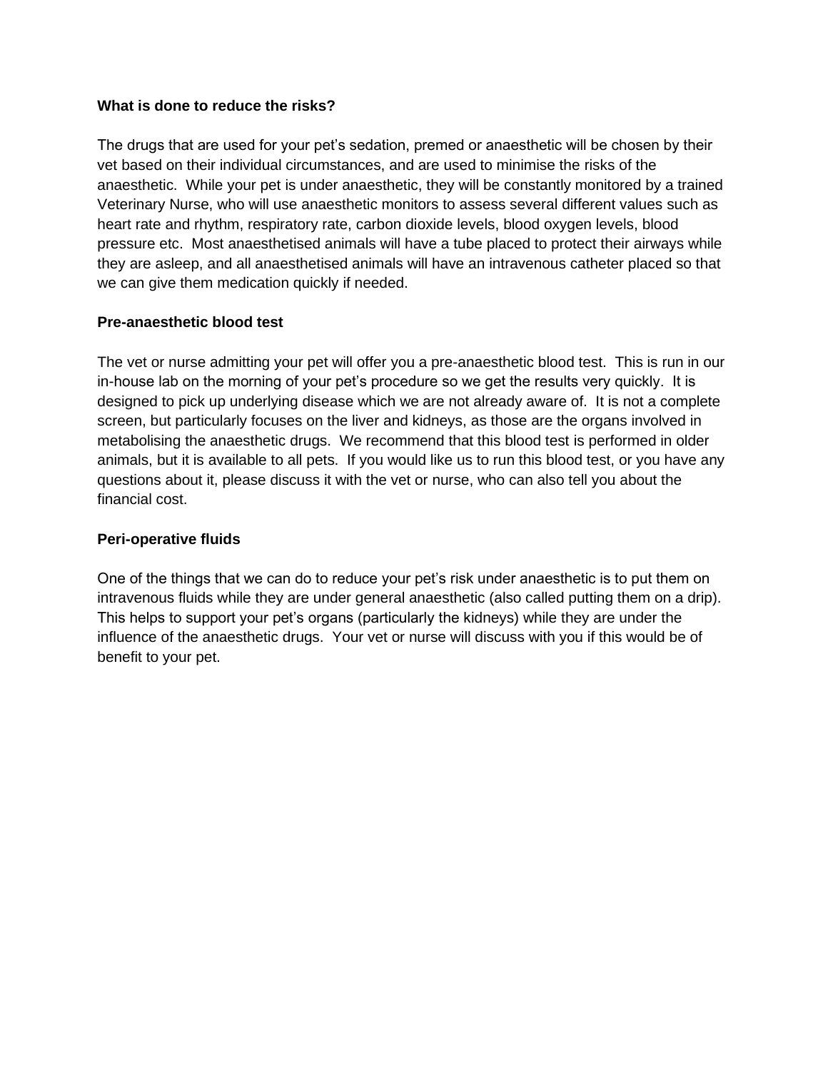**What is done to reduce the risks?**

The drugs that are used for your pet's sedation, premed or anaesthetic will be chosen by their vet based on their individual circumstances, and are used to minimise the risks of the anaesthetic. While your pet is under anaesthetic, they will be constantly monitored by a trained Veterinary Nurse, who will use anaesthetic monitors to assess several different values such as heart rate and rhythm, respiratory rate, carbon dioxide levels, blood oxygen levels, blood pressure etc. Most anaesthetised animals will have a tube placed to protect their airways while they are asleep, and all anaesthetised animals will have an intravenous catheter placed so that we can give them medication quickly if needed.

**Pre-anaesthetic blood test**

The vet or nurse admitting your pet will offer you a pre-anaesthetic blood test. This is run in our in-house lab on the morning of your pet's procedure so we get the results very quickly. It is designed to pick up underlying disease which we are not already aware of. It is not a complete screen, but particularly focuses on the liver and kidneys, as those are the organs involved in metabolising the anaesthetic drugs. We recommend that this blood test is performed in older animals, but it is available to all pets. If you would like us to run this blood test, or you have any questions about it, please discuss it with the vet or nurse, who can also tell you about the financial cost.

**Peri-operative fluids**

One of the things that we can do to reduce your pet's risk under anaesthetic is to put them on intravenous fluids while they are under general anaesthetic (also called putting them on a drip). This helps to support your pet's organs (particularly the kidneys) while they are under the influence of the anaesthetic drugs. Your vet or nurse will discuss with you if this would be of benefit to your pet.